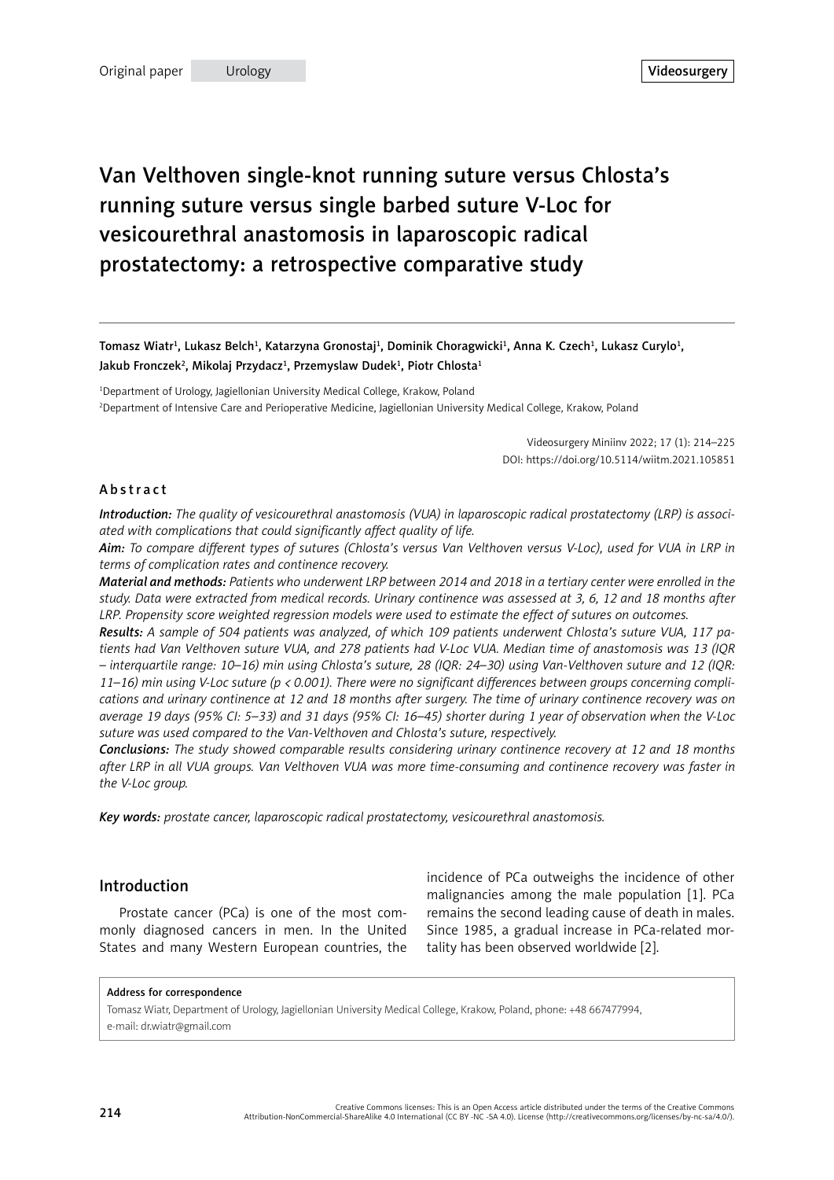Original paper — Urology — Videosurgery

# Van Velthoven single-knot running suture versus Chlosta's running suture versus single barbed suture V-Loc for vesicourethral anastomosis in laparoscopic radical prostatectomy: a retrospective comparative study

Tomasz Wiatr[1], Lukasz Belch[1], Katarzyna Gronostaj[1], Dominik Choragwicki[1], Anna K. Czech[1], Lukasz Curylo[1], Jakub Fronczek[2], Mikolaj Przydacz[1], Przemyslaw Dudek[1], Piotr Chlosta[1]

[1]Department of Urology, Jagiellonian University Medical College, Krakow, Poland

[2]Department of Intensive Care and Perioperative Medicine, Jagiellonian University Medical College, Krakow, Poland

Videosurgery Miniinv 2022; 17 (1): 214–225

DOI: https://doi.org/10.5114/wiitm.2021.105851

## Abstract

***Introduction:*** *The quality of vesicourethral anastomosis (VUA) in laparoscopic radical prostatectomy (LRP) is associated with complications that could significantly affect quality of life.*

***Aim:*** *To compare different types of sutures (Chlosta's versus Van Velthoven versus V-Loc), used for VUA in LRP in terms of complication rates and continence recovery.*

***Material and methods:*** *Patients who underwent LRP between 2014 and 2018 in a tertiary center were enrolled in the study. Data were extracted from medical records. Urinary continence was assessed at 3, 6, 12 and 18 months after LRP. Propensity score weighted regression models were used to estimate the effect of sutures on outcomes.*

***Results:*** *A sample of 504 patients was analyzed, of which 109 patients underwent Chlosta's suture VUA, 117 patients had Van Velthoven suture VUA, and 278 patients had V-Loc VUA. Median time of anastomosis was 13 (IQR – interquartile range: 10–16) min using Chlosta's suture, 28 (IQR: 24–30) using Van-Velthoven suture and 12 (IQR: 11–16) min using V-Loc suture ($p < 0.001$). There were no significant differences between groups concerning complications and urinary continence at 12 and 18 months after surgery. The time of urinary continence recovery was on average 19 days (95% CI: 5–33) and 31 days (95% CI: 16–45) shorter during 1 year of observation when the V-Loc suture was used compared to the Van-Velthoven and Chlosta's suture, respectively.*

***Conclusions:*** *The study showed comparable results considering urinary continence recovery at 12 and 18 months after LRP in all VUA groups. Van Velthoven VUA was more time-consuming and continence recovery was faster in the V-Loc group.*

***Key words:*** *prostate cancer, laparoscopic radical prostatectomy, vesicourethral anastomosis.*

## Introduction

Prostate cancer (PCa) is one of the most commonly diagnosed cancers in men. In the United States and many Western European countries, the incidence of PCa outweighs the incidence of other malignancies among the male population [1]. PCa remains the second leading cause of death in males. Since 1985, a gradual increase in PCa-related mortality has been observed worldwide [2].

**Address for correspondence**

Tomasz Wiatr, Department of Urology, Jagiellonian University Medical College, Krakow, Poland, phone: +48 667477994, e-mail: dr.wiatr@gmail.com

Creative Commons licenses: This is an Open Access article distributed under the terms of the Creative Commons Attribution-NonCommercial-ShareAlike 4.0 International (CC BY -NC -SA 4.0). License (http://creativecommons.org/licenses/by-nc-sa/4.0/).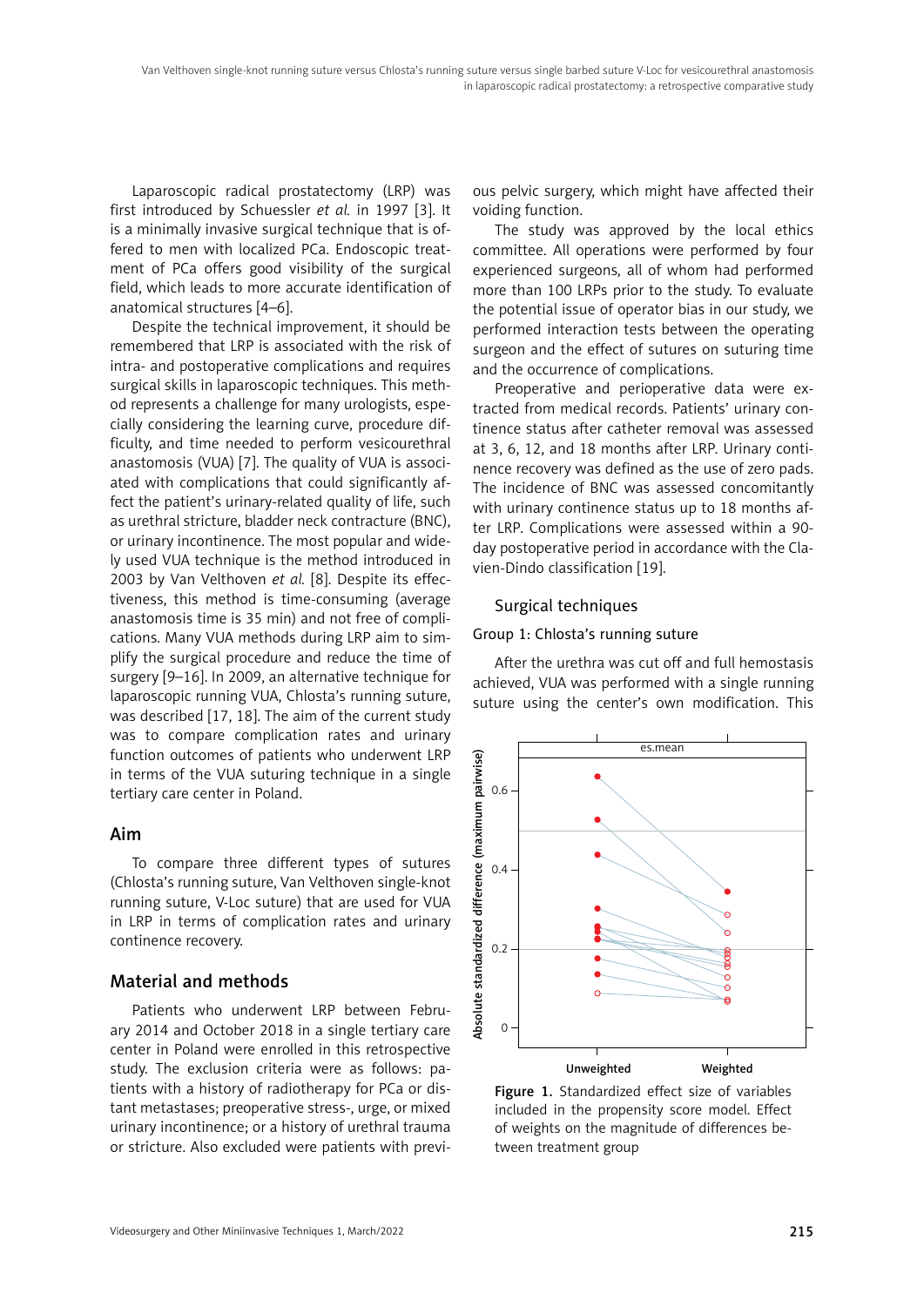Laparoscopic radical prostatectomy (LRP) was first introduced by Schuessler *et al.* in 1997 [3]. It is a minimally invasive surgical technique that is offered to men with localized PCa. Endoscopic treatment of PCa offers good visibility of the surgical field, which leads to more accurate identification of anatomical structures [4–6].

Despite the technical improvement, it should be remembered that LRP is associated with the risk of intra- and postoperative complications and requires surgical skills in laparoscopic techniques. This method represents a challenge for many urologists, especially considering the learning curve, procedure difficulty, and time needed to perform vesicourethral anastomosis (VUA) [7]. The quality of VUA is associated with complications that could significantly affect the patient's urinary-related quality of life, such as urethral stricture, bladder neck contracture (BNC), or urinary incontinence. The most popular and widely used VUA technique is the method introduced in 2003 by Van Velthoven *et al.* [8]. Despite its effectiveness, this method is time-consuming (average anastomosis time is 35 min) and not free of complications. Many VUA methods during LRP aim to simplify the surgical procedure and reduce the time of surgery [9–16]. In 2009, an alternative technique for laparoscopic running VUA, Chlosta's running suture, was described [17, 18]. The aim of the current study was to compare complication rates and urinary function outcomes of patients who underwent LRP in terms of the VUA suturing technique in a single tertiary care center in Poland.

## Aim

To compare three different types of sutures (Chlosta's running suture, Van Velthoven single-knot running suture, V-Loc suture) that are used for VUA in LRP in terms of complication rates and urinary continence recovery.

## Material and methods

Patients who underwent LRP between February 2014 and October 2018 in a single tertiary care center in Poland were enrolled in this retrospective study. The exclusion criteria were as follows: patients with a history of radiotherapy for PCa or distant metastases; preoperative stress-, urge, or mixed urinary incontinence; or a history of urethral trauma or stricture. Also excluded were patients with previous pelvic surgery, which might have affected their voiding function.

The study was approved by the local ethics committee. All operations were performed by four experienced surgeons, all of whom had performed more than 100 LRPs prior to the study. To evaluate the potential issue of operator bias in our study, we performed interaction tests between the operating surgeon and the effect of sutures on suturing time and the occurrence of complications.

Preoperative and perioperative data were extracted from medical records. Patients' urinary continence status after catheter removal was assessed at 3, 6, 12, and 18 months after LRP. Urinary continence recovery was defined as the use of zero pads. The incidence of BNC was assessed concomitantly with urinary continence status up to 18 months after LRP. Complications were assessed within a 90-day postoperative period in accordance with the Clavien-Dindo classification [19].

### Surgical techniques

#### Group 1: Chlosta's running suture

After the urethra was cut off and full hemostasis achieved, VUA was performed with a single running suture using the center's own modification. This

**Figure 1.** Standardized effect size of variables included in the propensity score model. Effect of weights on the magnitude of differences between treatment group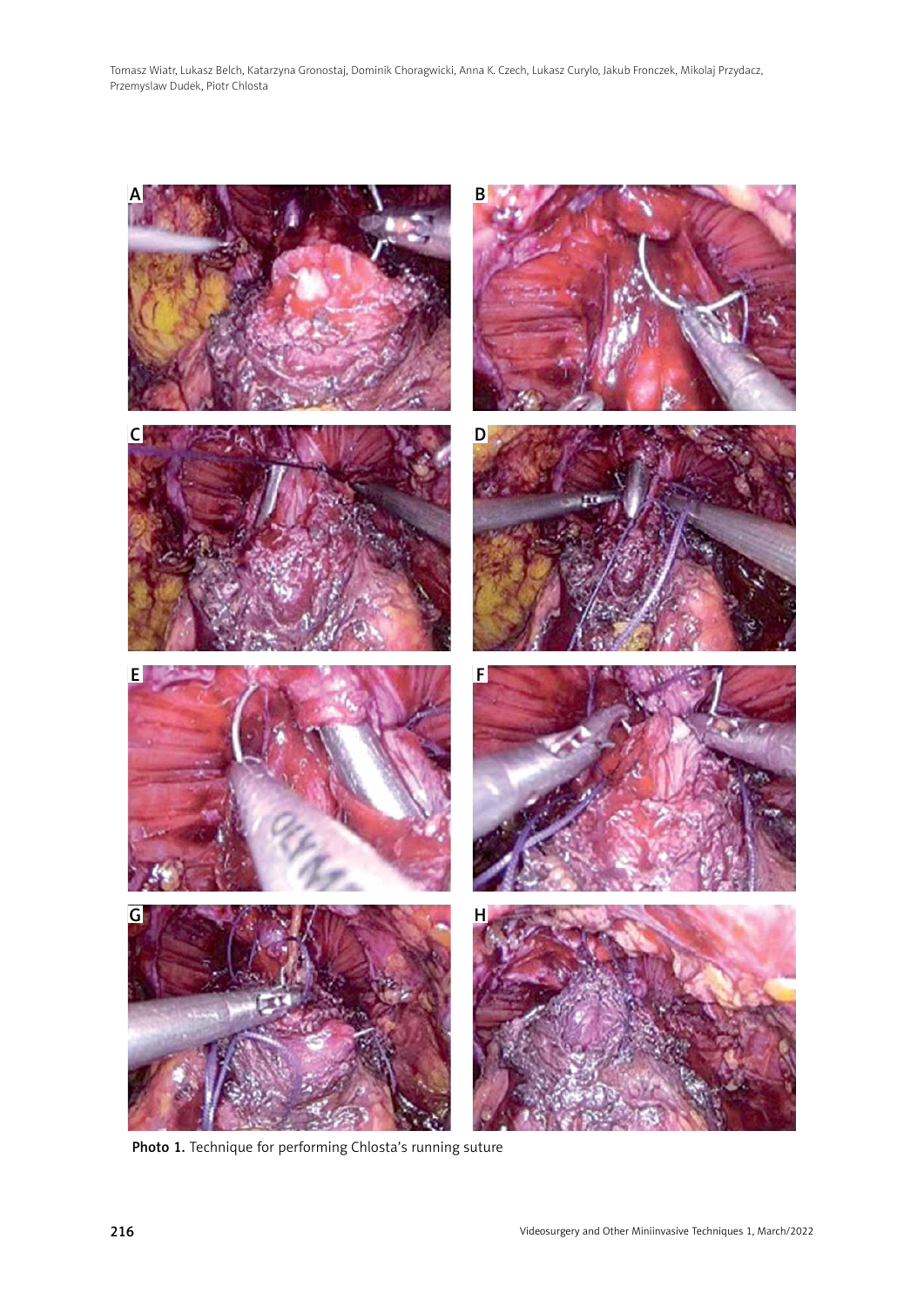**Photo 1.** Technique for performing Chlosta's running suture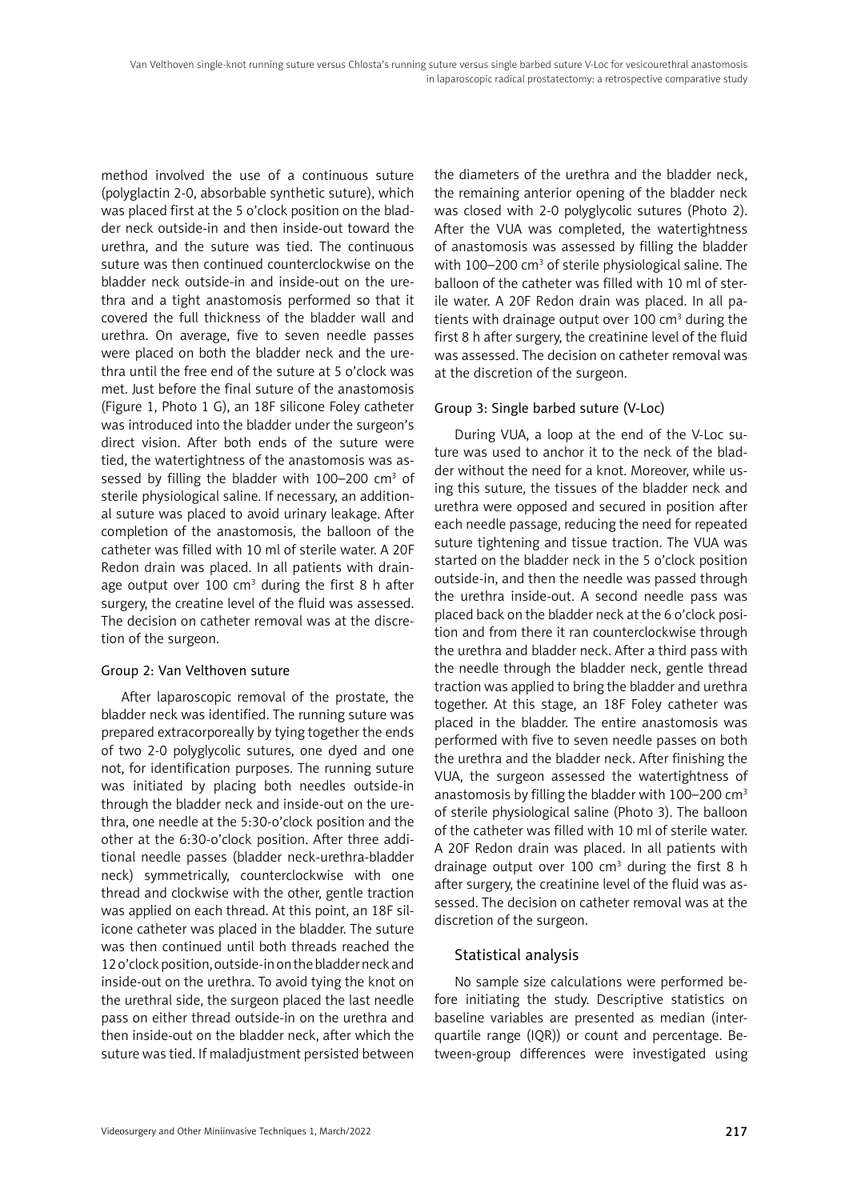method involved the use of a continuous suture (polyglactin 2-0, absorbable synthetic suture), which was placed first at the 5 o'clock position on the bladder neck outside-in and then inside-out toward the urethra, and the suture was tied. The continuous suture was then continued counterclockwise on the bladder neck outside-in and inside-out on the urethra and a tight anastomosis performed so that it covered the full thickness of the bladder wall and urethra. On average, five to seven needle passes were placed on both the bladder neck and the urethra until the free end of the suture at 5 o'clock was met. Just before the final suture of the anastomosis (Figure 1, Photo 1 G), an 18F silicone Foley catheter was introduced into the bladder under the surgeon's direct vision. After both ends of the suture were tied, the watertightness of the anastomosis was assessed by filling the bladder with 100–200 cm$^3$ of sterile physiological saline. If necessary, an additional suture was placed to avoid urinary leakage. After completion of the anastomosis, the balloon of the catheter was filled with 10 ml of sterile water. A 20F Redon drain was placed. In all patients with drainage output over 100 cm$^3$ during the first 8 h after surgery, the creatine level of the fluid was assessed. The decision on catheter removal was at the discretion of the surgeon.

### Group 2: Van Velthoven suture

After laparoscopic removal of the prostate, the bladder neck was identified. The running suture was prepared extracorporeally by tying together the ends of two 2-0 polyglycolic sutures, one dyed and one not, for identification purposes. The running suture was initiated by placing both needles outside-in through the bladder neck and inside-out on the urethra, one needle at the 5:30-o'clock position and the other at the 6:30-o'clock position. After three additional needle passes (bladder neck-urethra-bladder neck) symmetrically, counterclockwise with one thread and clockwise with the other, gentle traction was applied on each thread. At this point, an 18F silicone catheter was placed in the bladder. The suture was then continued until both threads reached the 12 o'clock position, outside-in on the bladder neck and inside-out on the urethra. To avoid tying the knot on the urethral side, the surgeon placed the last needle pass on either thread outside-in on the urethra and then inside-out on the bladder neck, after which the suture was tied. If maladjustment persisted between the diameters of the urethra and the bladder neck, the remaining anterior opening of the bladder neck was closed with 2-0 polyglycolic sutures (Photo 2). After the VUA was completed, the watertightness of anastomosis was assessed by filling the bladder with 100–200 cm$^3$ of sterile physiological saline. The balloon of the catheter was filled with 10 ml of sterile water. A 20F Redon drain was placed. In all patients with drainage output over 100 cm$^3$ during the first 8 h after surgery, the creatinine level of the fluid was assessed. The decision on catheter removal was at the discretion of the surgeon.

### Group 3: Single barbed suture (V-Loc)

During VUA, a loop at the end of the V-Loc suture was used to anchor it to the neck of the bladder without the need for a knot. Moreover, while using this suture, the tissues of the bladder neck and urethra were opposed and secured in position after each needle passage, reducing the need for repeated suture tightening and tissue traction. The VUA was started on the bladder neck in the 5 o'clock position outside-in, and then the needle was passed through the urethra inside-out. A second needle pass was placed back on the bladder neck at the 6 o'clock position and from there it ran counterclockwise through the urethra and bladder neck. After a third pass with the needle through the bladder neck, gentle thread traction was applied to bring the bladder and urethra together. At this stage, an 18F Foley catheter was placed in the bladder. The entire anastomosis was performed with five to seven needle passes on both the urethra and the bladder neck. After finishing the VUA, the surgeon assessed the watertightness of anastomosis by filling the bladder with 100–200 cm$^3$ of sterile physiological saline (Photo 3). The balloon of the catheter was filled with 10 ml of sterile water. A 20F Redon drain was placed. In all patients with drainage output over 100 cm$^3$ during the first 8 h after surgery, the creatinine level of the fluid was assessed. The decision on catheter removal was at the discretion of the surgeon.

## Statistical analysis

No sample size calculations were performed before initiating the study. Descriptive statistics on baseline variables are presented as median (interquartile range (IQR)) or count and percentage. Between-group differences were investigated using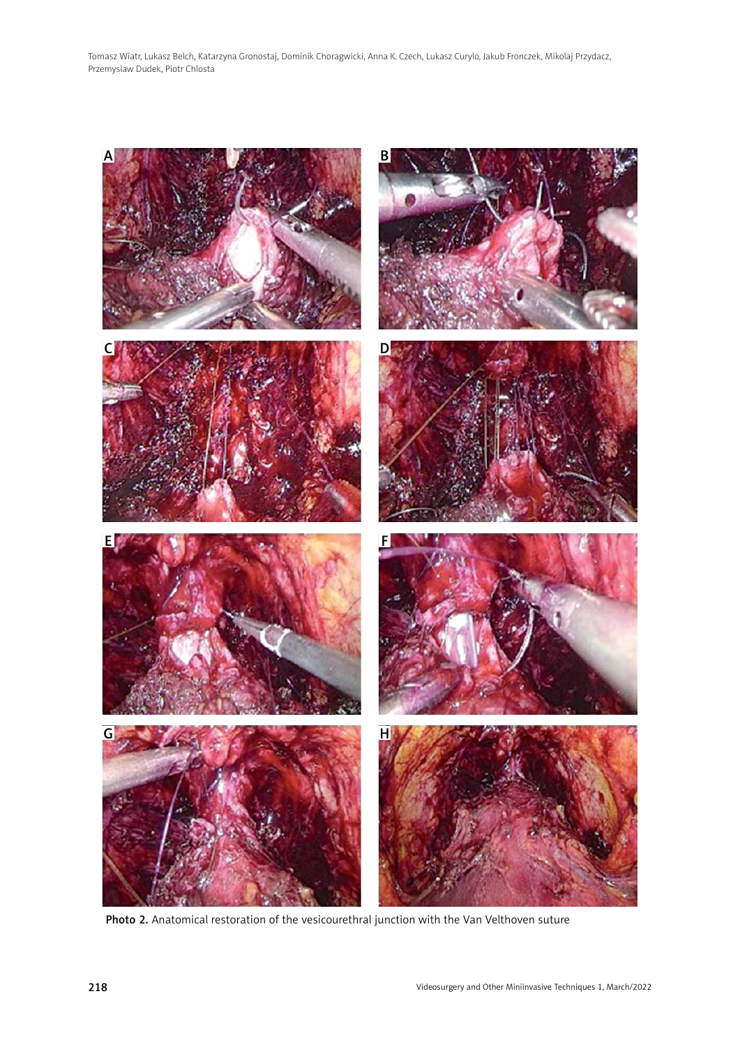Photo 2. Anatomical restoration of the vesicourethral junction with the Van Velthoven suture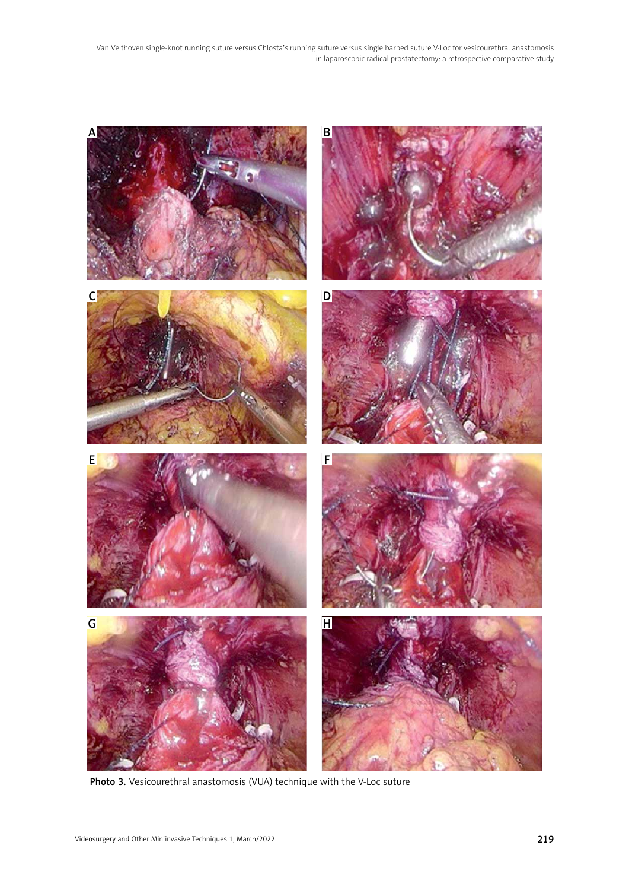Photo 3. Vesicourethral anastomosis (VUA) technique with the V-Loc suture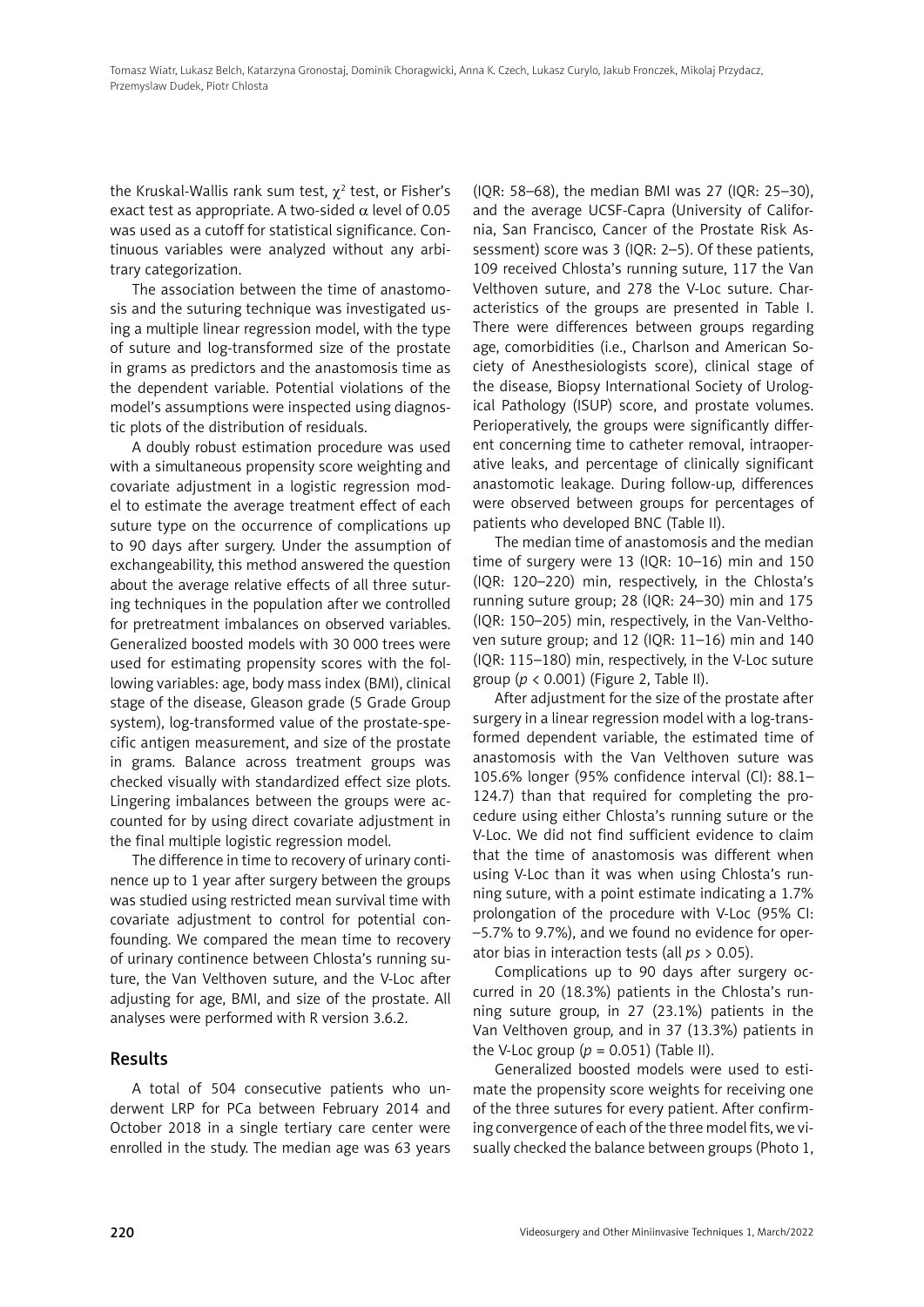the Kruskal-Wallis rank sum test, $\chi^2$ test, or Fisher's exact test as appropriate. A two-sided $\alpha$ level of 0.05 was used as a cutoff for statistical significance. Continuous variables were analyzed without any arbitrary categorization.

The association between the time of anastomosis and the suturing technique was investigated using a multiple linear regression model, with the type of suture and log-transformed size of the prostate in grams as predictors and the anastomosis time as the dependent variable. Potential violations of the model's assumptions were inspected using diagnostic plots of the distribution of residuals.

A doubly robust estimation procedure was used with a simultaneous propensity score weighting and covariate adjustment in a logistic regression model to estimate the average treatment effect of each suture type on the occurrence of complications up to 90 days after surgery. Under the assumption of exchangeability, this method answered the question about the average relative effects of all three suturing techniques in the population after we controlled for pretreatment imbalances on observed variables. Generalized boosted models with 30 000 trees were used for estimating propensity scores with the following variables: age, body mass index (BMI), clinical stage of the disease, Gleason grade (5 Grade Group system), log-transformed value of the prostate-specific antigen measurement, and size of the prostate in grams. Balance across treatment groups was checked visually with standardized effect size plots. Lingering imbalances between the groups were accounted for by using direct covariate adjustment in the final multiple logistic regression model.

The difference in time to recovery of urinary continence up to 1 year after surgery between the groups was studied using restricted mean survival time with covariate adjustment to control for potential confounding. We compared the mean time to recovery of urinary continence between Chlosta's running suture, the Van Velthoven suture, and the V-Loc after adjusting for age, BMI, and size of the prostate. All analyses were performed with R version 3.6.2.

## Results

A total of 504 consecutive patients who underwent LRP for PCa between February 2014 and October 2018 in a single tertiary care center were enrolled in the study. The median age was 63 years (IQR: 58–68), the median BMI was 27 (IQR: 25–30), and the average UCSF-Capra (University of California, San Francisco, Cancer of the Prostate Risk Assessment) score was 3 (IQR: 2–5). Of these patients, 109 received Chlosta's running suture, 117 the Van Velthoven suture, and 278 the V-Loc suture. Characteristics of the groups are presented in Table I. There were differences between groups regarding age, comorbidities (i.e., Charlson and American Society of Anesthesiologists score), clinical stage of the disease, Biopsy International Society of Urological Pathology (ISUP) score, and prostate volumes. Perioperatively, the groups were significantly different concerning time to catheter removal, intraoperative leaks, and percentage of clinically significant anastomotic leakage. During follow-up, differences were observed between groups for percentages of patients who developed BNC (Table II).

The median time of anastomosis and the median time of surgery were 13 (IQR: 10–16) min and 150 (IQR: 120–220) min, respectively, in the Chlosta's running suture group; 28 (IQR: 24–30) min and 175 (IQR: 150–205) min, respectively, in the Van-Velthoven suture group; and 12 (IQR: 11–16) min and 140 (IQR: 115–180) min, respectively, in the V-Loc suture group ($p < 0.001$) (Figure 2, Table II).

After adjustment for the size of the prostate after surgery in a linear regression model with a log-transformed dependent variable, the estimated time of anastomosis with the Van Velthoven suture was 105.6% longer (95% confidence interval (CI): 88.1–124.7) than that required for completing the procedure using either Chlosta's running suture or the V-Loc. We did not find sufficient evidence to claim that the time of anastomosis was different when using V-Loc than it was when using Chlosta's running suture, with a point estimate indicating a 1.7% prolongation of the procedure with V-Loc (95% CI: –5.7% to 9.7%), and we found no evidence for operator bias in interaction tests (all $ps > 0.05$).

Complications up to 90 days after surgery occurred in 20 (18.3%) patients in the Chlosta's running suture group, in 27 (23.1%) patients in the Van Velthoven group, and in 37 (13.3%) patients in the V-Loc group ($p = 0.051$) (Table II).

Generalized boosted models were used to estimate the propensity score weights for receiving one of the three sutures for every patient. After confirming convergence of each of the three model fits, we visually checked the balance between groups (Photo 1,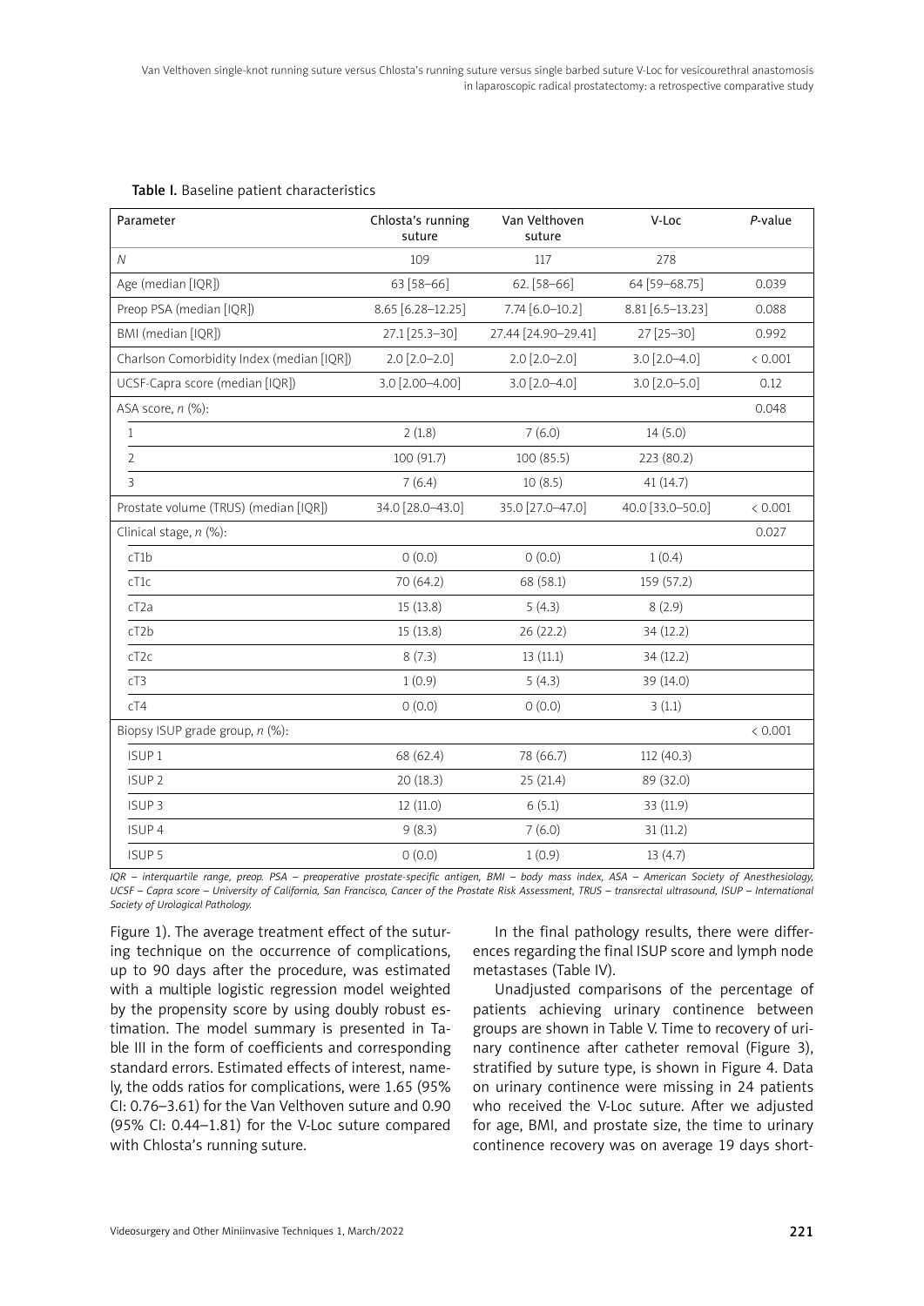Table I. Baseline patient characteristics

| Parameter | Chlosta's running suture | Van Velthoven suture | V-Loc | *P*-value |
|---|---|---|---|---|
| *N* | 109 | 117 | 278 | |
| Age (median [IQR]) | 63 [58–66] | 62. [58–66] | 64 [59–68.75] | 0.039 |
| Preop PSA (median [IQR]) | 8.65 [6.28–12.25] | 7.74 [6.0–10.2] | 8.81 [6.5–13.23] | 0.088 |
| BMI (median [IQR]) | 27.1 [25.3–30] | 27.44 [24.90–29.41] | 27 [25–30] | 0.992 |
| Charlson Comorbidity Index (median [IQR]) | 2.0 [2.0–2.0] | 2.0 [2.0–2.0] | 3.0 [2.0–4.0] | < 0.001 |
| UCSF-Capra score (median [IQR]) | 3.0 [2.00–4.00] | 3.0 [2.0–4.0] | 3.0 [2.0–5.0] | 0.12 |
| ASA score, *n* (%): | | | | 0.048 |
| 1 | 2 (1.8) | 7 (6.0) | 14 (5.0) | |
| 2 | 100 (91.7) | 100 (85.5) | 223 (80.2) | |
| 3 | 7 (6.4) | 10 (8.5) | 41 (14.7) | |
| Prostate volume (TRUS) (median [IQR]) | 34.0 [28.0–43.0] | 35.0 [27.0–47.0] | 40.0 [33.0–50.0] | < 0.001 |
| Clinical stage, *n* (%): | | | | 0.027 |
| cT1b | 0 (0.0) | 0 (0.0) | 1 (0.4) | |
| cT1c | 70 (64.2) | 68 (58.1) | 159 (57.2) | |
| cT2a | 15 (13.8) | 5 (4.3) | 8 (2.9) | |
| cT2b | 15 (13.8) | 26 (22.2) | 34 (12.2) | |
| cT2c | 8 (7.3) | 13 (11.1) | 34 (12.2) | |
| cT3 | 1 (0.9) | 5 (4.3) | 39 (14.0) | |
| cT4 | 0 (0.0) | 0 (0.0) | 3 (1.1) | |
| Biopsy ISUP grade group, *n* (%): | | | | < 0.001 |
| ISUP 1 | 68 (62.4) | 78 (66.7) | 112 (40.3) | |
| ISUP 2 | 20 (18.3) | 25 (21.4) | 89 (32.0) | |
| ISUP 3 | 12 (11.0) | 6 (5.1) | 33 (11.9) | |
| ISUP 4 | 9 (8.3) | 7 (6.0) | 31 (11.2) | |
| ISUP 5 | 0 (0.0) | 1 (0.9) | 13 (4.7) | |

*IQR – interquartile range, preop. PSA – preoperative prostate-specific antigen, BMI – body mass index, ASA – American Society of Anesthesiology, UCSF – Capra score – University of California, San Francisco, Cancer of the Prostate Risk Assessment, TRUS – transrectal ultrasound, ISUP – International Society of Urological Pathology.*

Figure 1). The average treatment effect of the suturing technique on the occurrence of complications, up to 90 days after the procedure, was estimated with a multiple logistic regression model weighted by the propensity score by using doubly robust estimation. The model summary is presented in Table III in the form of coefficients and corresponding standard errors. Estimated effects of interest, namely, the odds ratios for complications, were 1.65 (95% CI: 0.76–3.61) for the Van Velthoven suture and 0.90 (95% CI: 0.44–1.81) for the V-Loc suture compared with Chlosta's running suture.

In the final pathology results, there were differences regarding the final ISUP score and lymph node metastases (Table IV).

Unadjusted comparisons of the percentage of patients achieving urinary continence between groups are shown in Table V. Time to recovery of urinary continence after catheter removal (Figure 3), stratified by suture type, is shown in Figure 4. Data on urinary continence were missing in 24 patients who received the V-Loc suture. After we adjusted for age, BMI, and prostate size, the time to urinary continence recovery was on average 19 days short-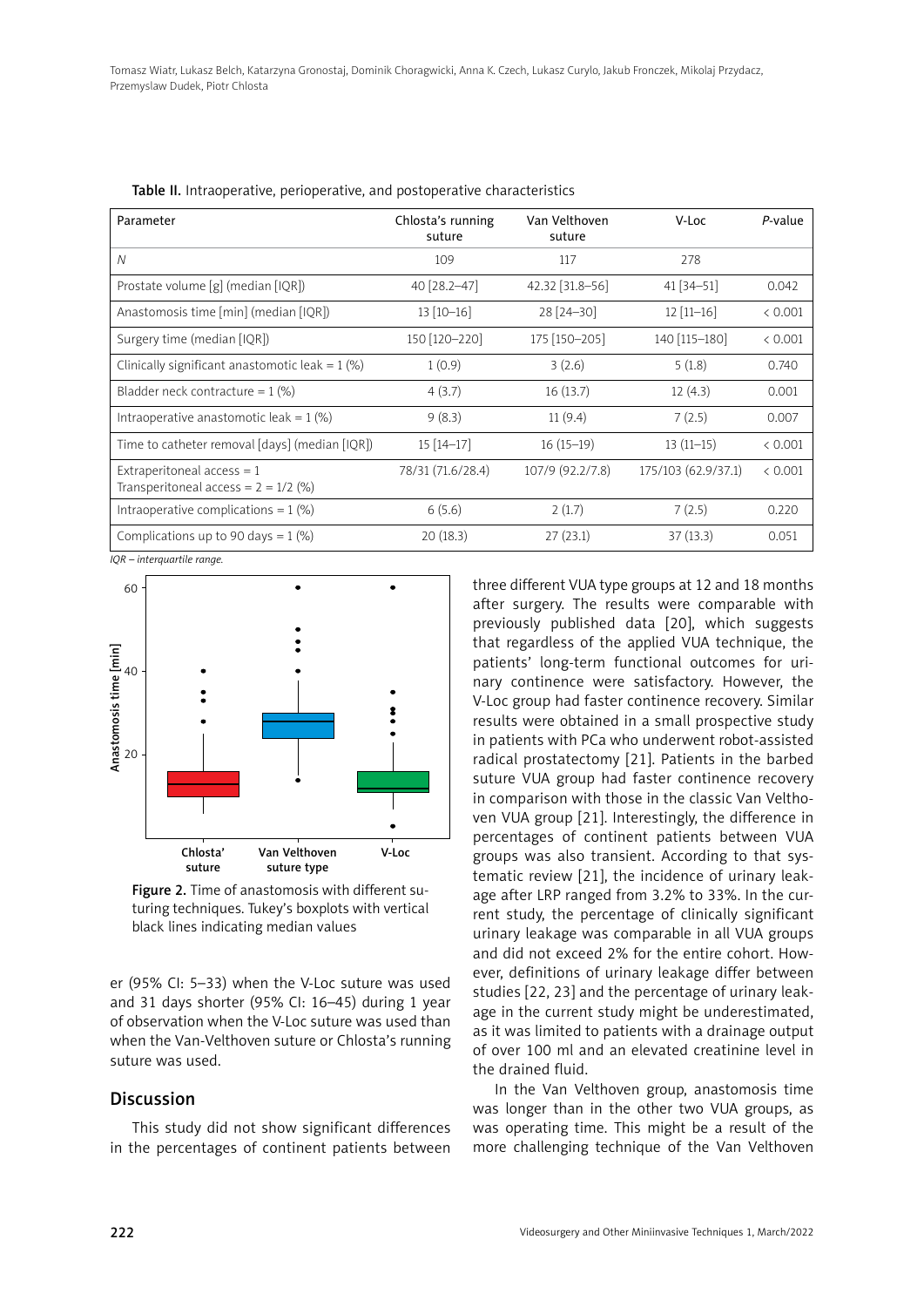Table II. Intraoperative, perioperative, and postoperative characteristics

| Parameter | Chlosta's running suture | Van Velthoven suture | V-Loc | *P*-value |
|---|---|---|---|---|
| *N* | 109 | 117 | 278 | |
| Prostate volume [g] (median [IQR]) | 40 [28.2–47] | 42.32 [31.8–56] | 41 [34–51] | 0.042 |
| Anastomosis time [min] (median [IQR]) | 13 [10–16] | 28 [24–30] | 12 [11–16] | < 0.001 |
| Surgery time (median [IQR]) | 150 [120–220] | 175 [150–205] | 140 [115–180] | < 0.001 |
| Clinically significant anastomotic leak = 1 (%) | 1 (0.9) | 3 (2.6) | 5 (1.8) | 0.740 |
| Bladder neck contracture = 1 (%) | 4 (3.7) | 16 (13.7) | 12 (4.3) | 0.001 |
| Intraoperative anastomotic leak = 1 (%) | 9 (8.3) | 11 (9.4) | 7 (2.5) | 0.007 |
| Time to catheter removal [days] (median [IQR]) | 15 [14–17] | 16 (15–19) | 13 (11–15) | < 0.001 |
| Extraperitoneal access = 1 Transperitoneal access = 2 = 1/2 (%) | 78/31 (71.6/28.4) | 107/9 (92.2/7.8) | 175/103 (62.9/37.1) | < 0.001 |
| Intraoperative complications = 1 (%) | 6 (5.6) | 2 (1.7) | 7 (2.5) | 0.220 |
| Complications up to 90 days = 1 (%) | 20 (18.3) | 27 (23.1) | 37 (13.3) | 0.051 |

*IQR – interquartile range.*

Figure 2. Time of anastomosis with different suturing techniques. Tukey's boxplots with vertical black lines indicating median values

er (95% CI: 5–33) when the V-Loc suture was used and 31 days shorter (95% CI: 16–45) during 1 year of observation when the V-Loc suture was used than when the Van-Velthoven suture or Chlosta's running suture was used.

## Discussion

This study did not show significant differences in the percentages of continent patients between three different VUA type groups at 12 and 18 months after surgery. The results were comparable with previously published data [20], which suggests that regardless of the applied VUA technique, the patients' long-term functional outcomes for urinary continence were satisfactory. However, the V-Loc group had faster continence recovery. Similar results were obtained in a small prospective study in patients with PCa who underwent robot-assisted radical prostatectomy [21]. Patients in the barbed suture VUA group had faster continence recovery in comparison with those in the classic Van Velthoven VUA group [21]. Interestingly, the difference in percentages of continent patients between VUA groups was also transient. According to that systematic review [21], the incidence of urinary leakage after LRP ranged from 3.2% to 33%. In the current study, the percentage of clinically significant urinary leakage was comparable in all VUA groups and did not exceed 2% for the entire cohort. However, definitions of urinary leakage differ between studies [22, 23] and the percentage of urinary leakage in the current study might be underestimated, as it was limited to patients with a drainage output of over 100 ml and an elevated creatinine level in the drained fluid.

In the Van Velthoven group, anastomosis time was longer than in the other two VUA groups, as was operating time. This might be a result of the more challenging technique of the Van Velthoven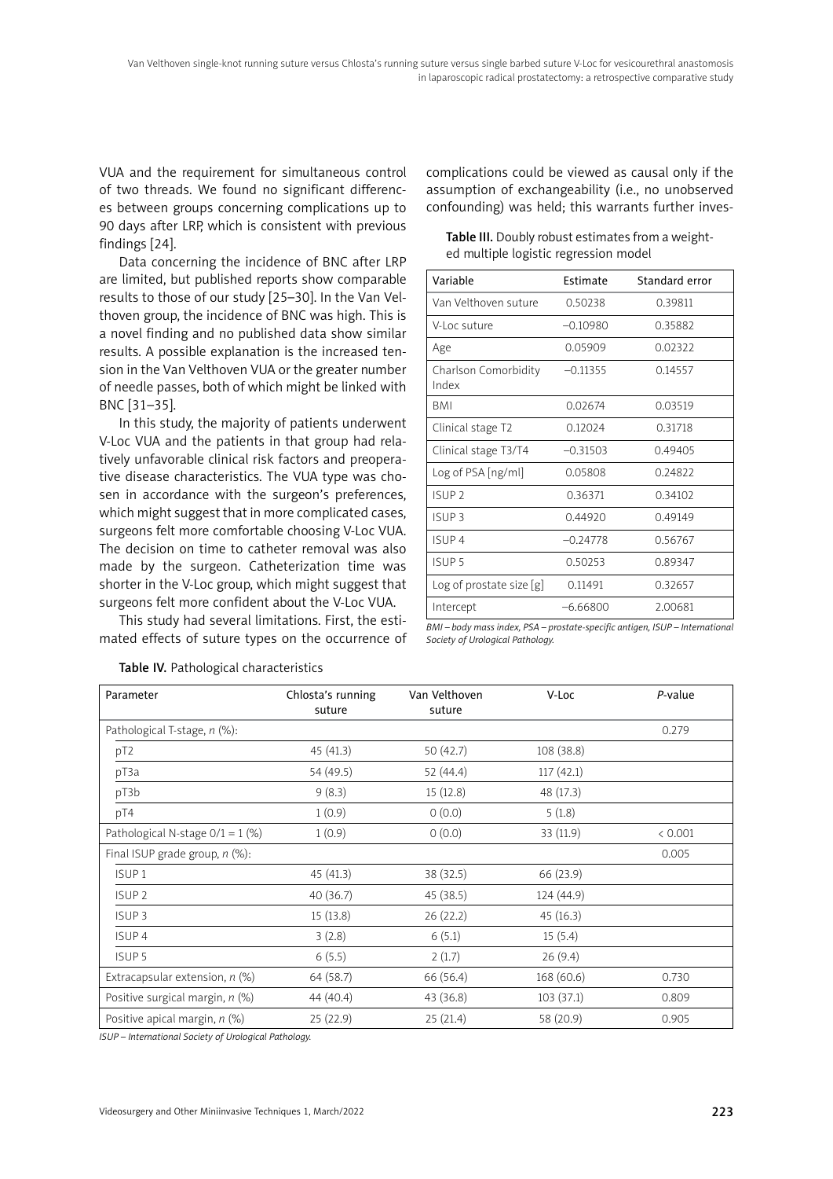VUA and the requirement for simultaneous control of two threads. We found no significant differences between groups concerning complications up to 90 days after LRP, which is consistent with previous findings [24].

Data concerning the incidence of BNC after LRP are limited, but published reports show comparable results to those of our study [25–30]. In the Van Velthoven group, the incidence of BNC was high. This is a novel finding and no published data show similar results. A possible explanation is the increased tension in the Van Velthoven VUA or the greater number of needle passes, both of which might be linked with BNC [31–35].

In this study, the majority of patients underwent V-Loc VUA and the patients in that group had relatively unfavorable clinical risk factors and preoperative disease characteristics. The VUA type was chosen in accordance with the surgeon's preferences, which might suggest that in more complicated cases, surgeons felt more comfortable choosing V-Loc VUA. The decision on time to catheter removal was also made by the surgeon. Catheterization time was shorter in the V-Loc group, which might suggest that surgeons felt more confident about the V-Loc VUA.

This study had several limitations. First, the estimated effects of suture types on the occurrence of complications could be viewed as causal only if the assumption of exchangeability (i.e., no unobserved confounding) was held; this warrants further inves-

**Table III.** Doubly robust estimates from a weighted multiple logistic regression model

| Variable | Estimate | Standard error |
|---|---|---|
| Van Velthoven suture | 0.50238 | 0.39811 |
| V-Loc suture | –0.10980 | 0.35882 |
| Age | 0.05909 | 0.02322 |
| Charlson Comorbidity Index | –0.11355 | 0.14557 |
| BMI | 0.02674 | 0.03519 |
| Clinical stage T2 | 0.12024 | 0.31718 |
| Clinical stage T3/T4 | –0.31503 | 0.49405 |
| Log of PSA [ng/ml] | 0.05808 | 0.24822 |
| ISUP 2 | 0.36371 | 0.34102 |
| ISUP 3 | 0.44920 | 0.49149 |
| ISUP 4 | –0.24778 | 0.56767 |
| ISUP 5 | 0.50253 | 0.89347 |
| Log of prostate size [g] | 0.11491 | 0.32657 |
| Intercept | –6.66800 | 2.00681 |

*BMI – body mass index, PSA – prostate-specific antigen, ISUP – International Society of Urological Pathology.*

**Table IV.** Pathological characteristics

| Parameter | Chlosta's running suture | Van Velthoven suture | V-Loc | *P*-value |
|---|---|---|---|---|
| Pathological T-stage, *n* (%): | | | | 0.279 |
| pT2 | 45 (41.3) | 50 (42.7) | 108 (38.8) | |
| pT3a | 54 (49.5) | 52 (44.4) | 117 (42.1) | |
| pT3b | 9 (8.3) | 15 (12.8) | 48 (17.3) | |
| pT4 | 1 (0.9) | 0 (0.0) | 5 (1.8) | |
| Pathological N-stage 0/1 = 1 (%) | 1 (0.9) | 0 (0.0) | 33 (11.9) | < 0.001 |
| Final ISUP grade group, *n* (%): | | | | 0.005 |
| ISUP 1 | 45 (41.3) | 38 (32.5) | 66 (23.9) | |
| ISUP 2 | 40 (36.7) | 45 (38.5) | 124 (44.9) | |
| ISUP 3 | 15 (13.8) | 26 (22.2) | 45 (16.3) | |
| ISUP 4 | 3 (2.8) | 6 (5.1) | 15 (5.4) | |
| ISUP 5 | 6 (5.5) | 2 (1.7) | 26 (9.4) | |
| Extracapsular extension, *n* (%) | 64 (58.7) | 66 (56.4) | 168 (60.6) | 0.730 |
| Positive surgical margin, *n* (%) | 44 (40.4) | 43 (36.8) | 103 (37.1) | 0.809 |
| Positive apical margin, *n* (%) | 25 (22.9) | 25 (21.4) | 58 (20.9) | 0.905 |

*ISUP – International Society of Urological Pathology.*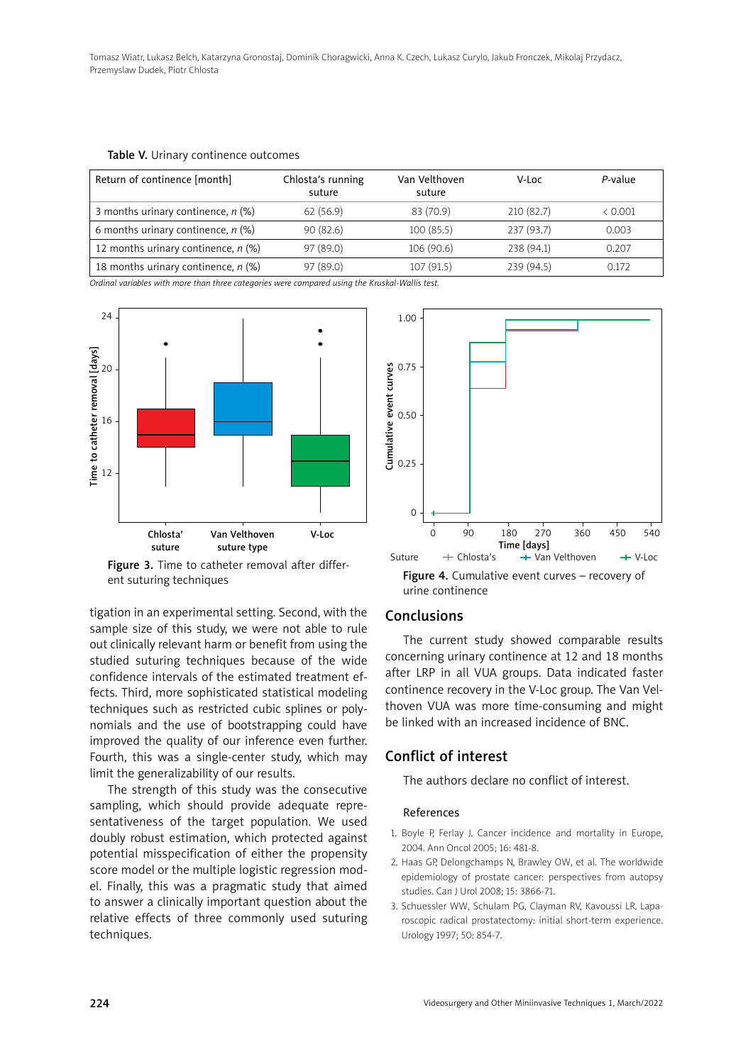**Table V.** Urinary continence outcomes

| Return of continence [month] | Chlosta's running suture | Van Velthoven suture | V-Loc | *P*-value |
|---|---|---|---|---|
| 3 months urinary continence, *n* (%) | 62 (56.9) | 83 (70.9) | 210 (82.7) | < 0.001 |
| 6 months urinary continence, *n* (%) | 90 (82.6) | 100 (85.5) | 237 (93.7) | 0.003 |
| 12 months urinary continence, *n* (%) | 97 (89.0) | 106 (90.6) | 238 (94.1) | 0.207 |
| 18 months urinary continence, *n* (%) | 97 (89.0) | 107 (91.5) | 239 (94.5) | 0.172 |

*Ordinal variables with more than three categories were compared using the Kruskal-Wallis test.*

**Figure 3.** Time to catheter removal after different suturing techniques

**Figure 4.** Cumulative event curves – recovery of urine continence

tigation in an experimental setting. Second, with the sample size of this study, we were not able to rule out clinically relevant harm or benefit from using the studied suturing techniques because of the wide confidence intervals of the estimated treatment effects. Third, more sophisticated statistical modeling techniques such as restricted cubic splines or polynomials and the use of bootstrapping could have improved the quality of our inference even further. Fourth, this was a single-center study, which may limit the generalizability of our results.

The strength of this study was the consecutive sampling, which should provide adequate representativeness of the target population. We used doubly robust estimation, which protected against potential misspecification of either the propensity score model or the multiple logistic regression model. Finally, this was a pragmatic study that aimed to answer a clinically important question about the relative effects of three commonly used suturing techniques.

## Conclusions

The current study showed comparable results concerning urinary continence at 12 and 18 months after LRP in all VUA groups. Data indicated faster continence recovery in the V-Loc group. The Van Velthoven VUA was more time-consuming and might be linked with an increased incidence of BNC.

## Conflict of interest

The authors declare no conflict of interest.

### References

1. Boyle P, Ferlay J. Cancer incidence and mortality in Europe, 2004. Ann Oncol 2005; 16: 481-8.
2. Haas GP, Delongchamps N, Brawley OW, et al. The worldwide epidemiology of prostate cancer: perspectives from autopsy studies. Can J Urol 2008; 15: 3866-71.
3. Schuessler WW, Schulam PG, Clayman RV, Kavoussi LR. Laparoscopic radical prostatectomy: initial short-term experience. Urology 1997; 50: 854-7.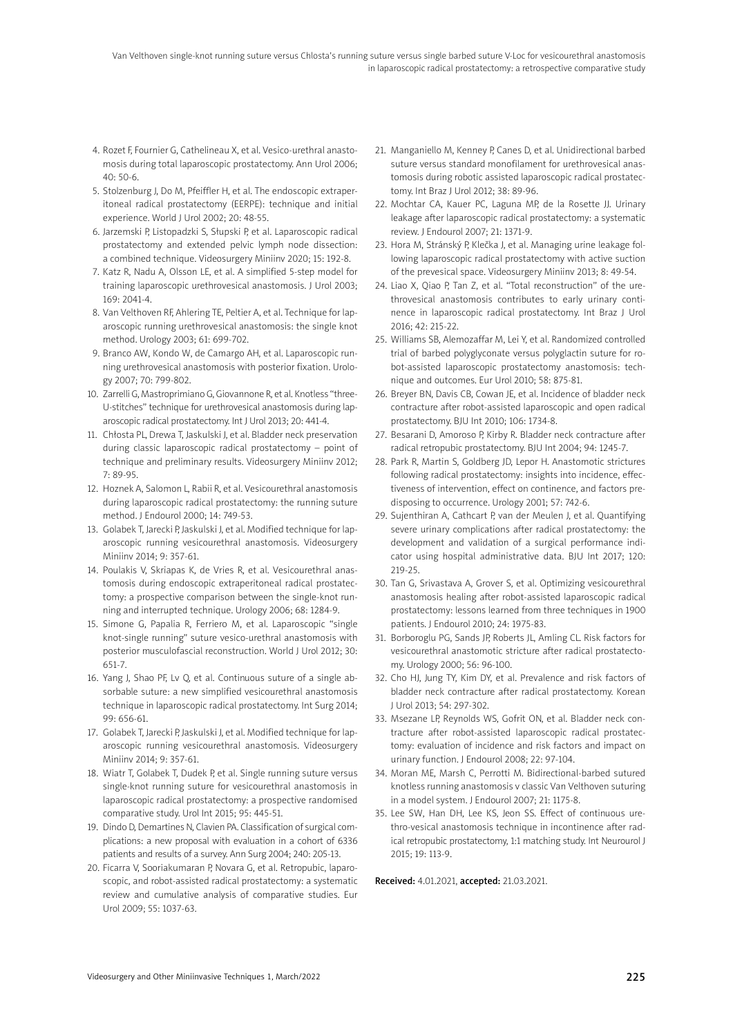4. Rozet F, Fournier G, Cathelineau X, et al. Vesico-urethral anastomosis during total laparoscopic prostatectomy. Ann Urol 2006; 40: 50-6.
5. Stolzenburg J, Do M, Pfeiffler H, et al. The endoscopic extraperitoneal radical prostatectomy (EERPE): technique and initial experience. World J Urol 2002; 20: 48-55.
6. Jarzemski P, Listopadzki S, Słupski P, et al. Laparoscopic radical prostatectomy and extended pelvic lymph node dissection: a combined technique. Videosurgery Miniinv 2020; 15: 192-8.
7. Katz R, Nadu A, Olsson LE, et al. A simplified 5-step model for training laparoscopic urethrovesical anastomosis. J Urol 2003; 169: 2041-4.
8. Van Velthoven RF, Ahlering TE, Peltier A, et al. Technique for laparoscopic running urethrovesical anastomosis: the single knot method. Urology 2003; 61: 699-702.
9. Branco AW, Kondo W, de Camargo AH, et al. Laparoscopic running urethrovesical anastomosis with posterior fixation. Urology 2007; 70: 799-802.
10. Zarrelli G, Mastroprimiano G, Giovannone R, et al. Knotless "three-U-stitches" technique for urethrovesical anastomosis during laparoscopic radical prostatectomy. Int J Urol 2013; 20: 441-4.
11. Chłosta PL, Drewa T, Jaskulski J, et al. Bladder neck preservation during classic laparoscopic radical prostatectomy – point of technique and preliminary results. Videosurgery Miniinv 2012; 7: 89-95.
12. Hoznek A, Salomon L, Rabii R, et al. Vesicourethral anastomosis during laparoscopic radical prostatectomy: the running suture method. J Endourol 2000; 14: 749-53.
13. Golabek T, Jarecki P, Jaskulski J, et al. Modified technique for laparoscopic running vesicourethral anastomosis. Videosurgery Miniinv 2014; 9: 357-61.
14. Poulakis V, Skriapas K, de Vries R, et al. Vesicourethral anastomosis during endoscopic extraperitoneal radical prostatectomy: a prospective comparison between the single-knot running and interrupted technique. Urology 2006; 68: 1284-9.
15. Simone G, Papalia R, Ferriero M, et al. Laparoscopic "single knot-single running" suture vesico-urethral anastomosis with posterior musculofascial reconstruction. World J Urol 2012; 30: 651-7.
16. Yang J, Shao PF, Lv Q, et al. Continuous suture of a single absorbable suture: a new simplified vesicourethral anastomosis technique in laparoscopic radical prostatectomy. Int Surg 2014; 99: 656-61.
17. Golabek T, Jarecki P, Jaskulski J, et al. Modified technique for laparoscopic running vesicourethral anastomosis. Videosurgery Miniinv 2014; 9: 357-61.
18. Wiatr T, Golabek T, Dudek P, et al. Single running suture versus single-knot running suture for vesicourethral anastomosis in laparoscopic radical prostatectomy: a prospective randomised comparative study. Urol Int 2015; 95: 445-51.
19. Dindo D, Demartines N, Clavien PA. Classification of surgical complications: a new proposal with evaluation in a cohort of 6336 patients and results of a survey. Ann Surg 2004; 240: 205-13.
20. Ficarra V, Sooriakumaran P, Novara G, et al. Retropubic, laparoscopic, and robot-assisted radical prostatectomy: a systematic review and cumulative analysis of comparative studies. Eur Urol 2009; 55: 1037-63.
21. Manganiello M, Kenney P, Canes D, et al. Unidirectional barbed suture versus standard monofilament for urethrovesical anastomosis during robotic assisted laparoscopic radical prostatectomy. Int Braz J Urol 2012; 38: 89-96.
22. Mochtar CA, Kauer PC, Laguna MP, de la Rosette JJ. Urinary leakage after laparoscopic radical prostatectomy: a systematic review. J Endourol 2007; 21: 1371-9.
23. Hora M, Stránský P, Klečka J, et al. Managing urine leakage following laparoscopic radical prostatectomy with active suction of the prevesical space. Videosurgery Miniinv 2013; 8: 49-54.
24. Liao X, Qiao P, Tan Z, et al. "Total reconstruction" of the urethrovesical anastomosis contributes to early urinary continence in laparoscopic radical prostatectomy. Int Braz J Urol 2016; 42: 215-22.
25. Williams SB, Alemozaffar M, Lei Y, et al. Randomized controlled trial of barbed polyglyconate versus polyglactin suture for robot-assisted laparoscopic prostatectomy anastomosis: technique and outcomes. Eur Urol 2010; 58: 875-81.
26. Breyer BN, Davis CB, Cowan JE, et al. Incidence of bladder neck contracture after robot-assisted laparoscopic and open radical prostatectomy. BJU Int 2010; 106: 1734-8.
27. Besarani D, Amoroso P, Kirby R. Bladder neck contracture after radical retropubic prostatectomy. BJU Int 2004; 94: 1245-7.
28. Park R, Martin S, Goldberg JD, Lepor H. Anastomotic strictures following radical prostatectomy: insights into incidence, effectiveness of intervention, effect on continence, and factors predisposing to occurrence. Urology 2001; 57: 742-6.
29. Sujenthiran A, Cathcart P, van der Meulen J, et al. Quantifying severe urinary complications after radical prostatectomy: the development and validation of a surgical performance indicator using hospital administrative data. BJU Int 2017; 120: 219-25.
30. Tan G, Srivastava A, Grover S, et al. Optimizing vesicourethral anastomosis healing after robot-assisted laparoscopic radical prostatectomy: lessons learned from three techniques in 1900 patients. J Endourol 2010; 24: 1975-83.
31. Borboroglu PG, Sands JP, Roberts JL, Amling CL. Risk factors for vesicourethral anastomotic stricture after radical prostatectomy. Urology 2000; 56: 96-100.
32. Cho HJ, Jung TY, Kim DY, et al. Prevalence and risk factors of bladder neck contracture after radical prostatectomy. Korean J Urol 2013; 54: 297-302.
33. Msezane LP, Reynolds WS, Gofrit ON, et al. Bladder neck contracture after robot-assisted laparoscopic radical prostatectomy: evaluation of incidence and risk factors and impact on urinary function. J Endourol 2008; 22: 97-104.
34. Moran ME, Marsh C, Perrotti M. Bidirectional-barbed sutured knotless running anastomosis v classic Van Velthoven suturing in a model system. J Endourol 2007; 21: 1175-8.
35. Lee SW, Han DH, Lee KS, Jeon SS. Effect of continuous urethro-vesical anastomosis technique in incontinence after radical retropubic prostatectomy, 1:1 matching study. Int Neurourol J 2015; 19: 113-9.

**Received:** 4.01.2021, **accepted:** 21.03.2021.